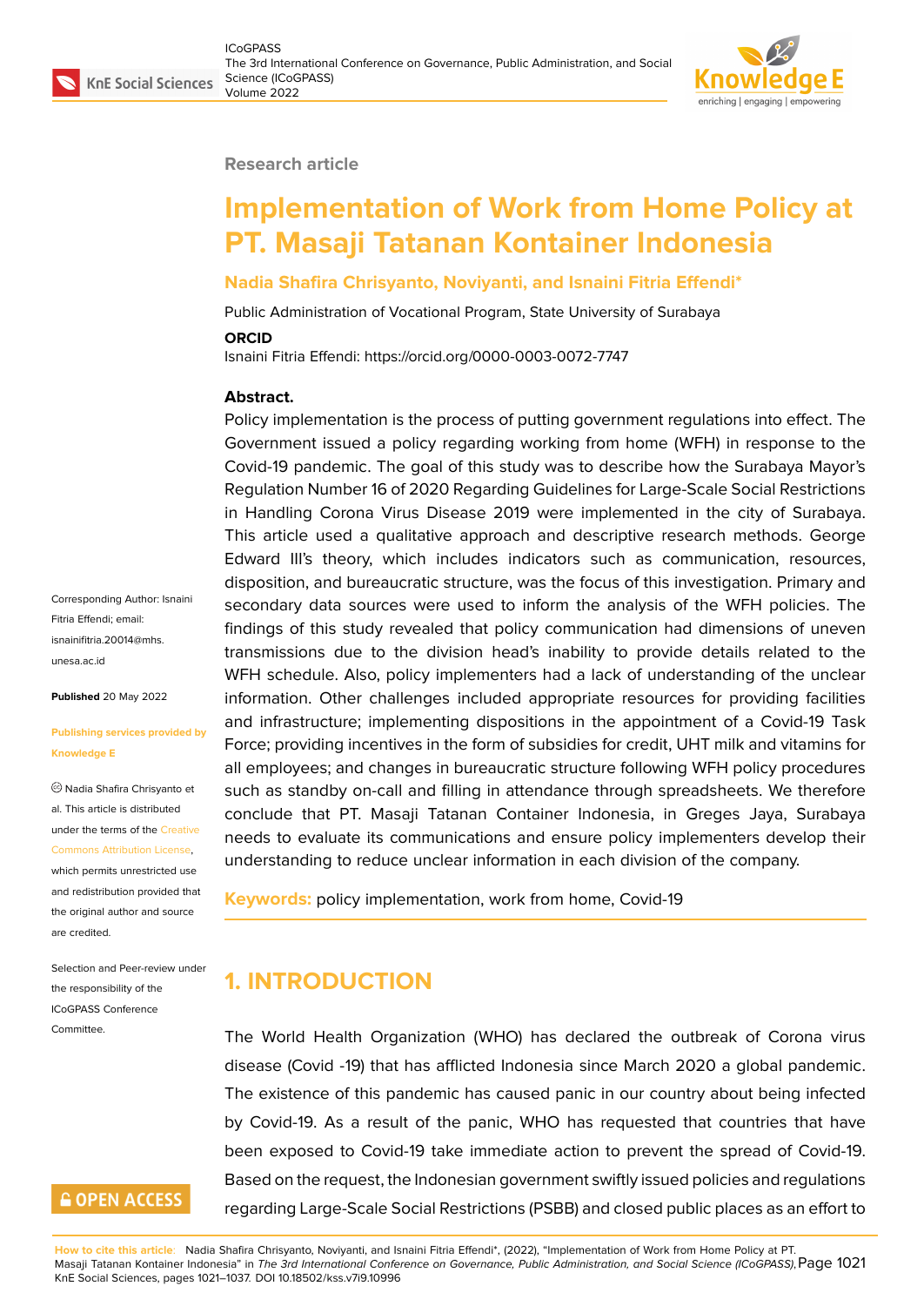Research article

# Implementation of Work from Home Policy at PT. Masaji Tatanan Kontainer Indonesia

**Nadia Shafira Chrisyanto, Noviyanti, and Isnaini Fitria Effendi***

Public Administration of Vocational Program, State University of Surabaya

**ORCID**

Isnaini Fitria Effendi: https://orcid.org/0000-0003-0072-7747

**Abstract.**

Policy implementation is the process of putting government regulations into effect. The Government issued a policy regarding working from home (WFH) in response to the Covid-19 pandemic. The goal of this study was to describe how the Surabaya Mayor's Regulation Number 16 of 2020 Regarding Guidelines for Large-Scale Social Restrictions in Handling Corona Virus Disease 2019 were implemented in the city of Surabaya. This article used a qualitative approach and descriptive research methods. George Edward III's theory, which includes indicators such as communication, resources, disposition, and bureaucratic structure, was the focus of this investigation. Primary and secondary data sources were used to inform the analysis of the WFH policies. The findings of this study revealed that policy communication had dimensions of uneven transmissions due to the division head's inability to provide details related to the WFH schedule. Also, policy implementers had a lack of understanding of the unclear information. Other challenges included appropriate resources for providing facilities and infrastructure; implementing dispositions in the appointment of a Covid-19 Task Force; providing incentives in the form of subsidies for credit, UHT milk and vitamins for all employees; and changes in bureaucratic structure following WFH policy procedures such as standby on-call and filling in attendance through spreadsheets. We therefore conclude that PT. Masaji Tatanan Container Indonesia, in Greges Jaya, Surabaya needs to evaluate its communications and ensure policy implementers develop their understanding to reduce unclear information in each division of the company.

**Keywords:** policy implementation, work from home, Covid-19

Corresponding Author: Isnaini Fitria Effendi; email: isnainifitria.20014@mhs.unesa.ac.id

**Published** 20 May 2022

**Publishing services provided by Knowledge E**

© Nadia Shafira Chrisyanto et al. This article is distributed under the terms of the Creative Commons Attribution License, which permits unrestricted use and redistribution provided that the original author and source are credited.

Selection and Peer-review under the responsibility of the ICoGPASS Conference Committee.

## 1. INTRODUCTION

The World Health Organization (WHO) has declared the outbreak of Corona virus disease (Covid -19) that has afflicted Indonesia since March 2020 a global pandemic. The existence of this pandemic has caused panic in our country about being infected by Covid-19. As a result of the panic, WHO has requested that countries that have been exposed to Covid-19 take immediate action to prevent the spread of Covid-19. Based on the request, the Indonesian government swiftly issued policies and regulations regarding Large-Scale Social Restrictions (PSBB) and closed public places as an effort to

**How to cite this article**: Nadia Shafira Chrisyanto, Noviyanti, and Isnaini Fitria Effendi*, (2022), "Implementation of Work from Home Policy at PT. Masaji Tatanan Kontainer Indonesia" in *The 3rd International Conference on Governance, Public Administration, and Social Science (ICoGPASS)*, KnE Social Sciences, pages 1021–1037. DOI 10.18502/kss.v7i9.10996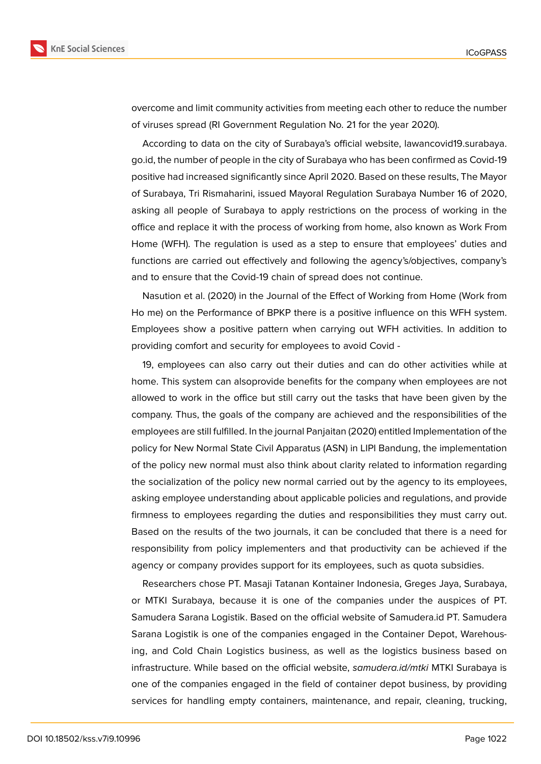overcome and limit community activities from meeting each other to reduce the number of viruses spread (RI Government Regulation No. 21 for the year 2020).

According to data on the city of Surabaya's official website, lawancovid19.surabaya.go.id, the number of people in the city of Surabaya who has been confirmed as Covid-19 positive had increased significantly since April 2020. Based on these results, The Mayor of Surabaya, Tri Rismaharini, issued Mayoral Regulation Surabaya Number 16 of 2020, asking all people of Surabaya to apply restrictions on the process of working in the office and replace it with the process of working from home, also known as Work From Home (WFH). The regulation is used as a step to ensure that employees' duties and functions are carried out effectively and following the agency's/objectives, company's and to ensure that the Covid-19 chain of spread does not continue.

Nasution et al. (2020) in the Journal of the Effect of Working from Home (Work from Ho me) on the Performance of BPKP there is a positive influence on this WFH system. Employees show a positive pattern when carrying out WFH activities. In addition to providing comfort and security for employees to avoid Covid -

19, employees can also carry out their duties and can do other activities while at home. This system can alsoprovide benefits for the company when employees are not allowed to work in the office but still carry out the tasks that have been given by the company. Thus, the goals of the company are achieved and the responsibilities of the employees are still fulfilled. In the journal Panjaitan (2020) entitled Implementation of the policy for New Normal State Civil Apparatus (ASN) in LIPI Bandung, the implementation of the policy new normal must also think about clarity related to information regarding the socialization of the policy new normal carried out by the agency to its employees, asking employee understanding about applicable policies and regulations, and provide firmness to employees regarding the duties and responsibilities they must carry out. Based on the results of the two journals, it can be concluded that there is a need for responsibility from policy implementers and that productivity can be achieved if the agency or company provides support for its employees, such as quota subsidies.

Researchers chose PT. Masaji Tatanan Kontainer Indonesia, Greges Jaya, Surabaya, or MTKI Surabaya, because it is one of the companies under the auspices of PT. Samudera Sarana Logistik. Based on the official website of Samudera.id PT. Samudera Sarana Logistik is one of the companies engaged in the Container Depot, Warehousing, and Cold Chain Logistics business, as well as the logistics business based on infrastructure. While based on the official website, *samudera.id/mtki* MTKI Surabaya is one of the companies engaged in the field of container depot business, by providing services for handling empty containers, maintenance, and repair, cleaning, trucking,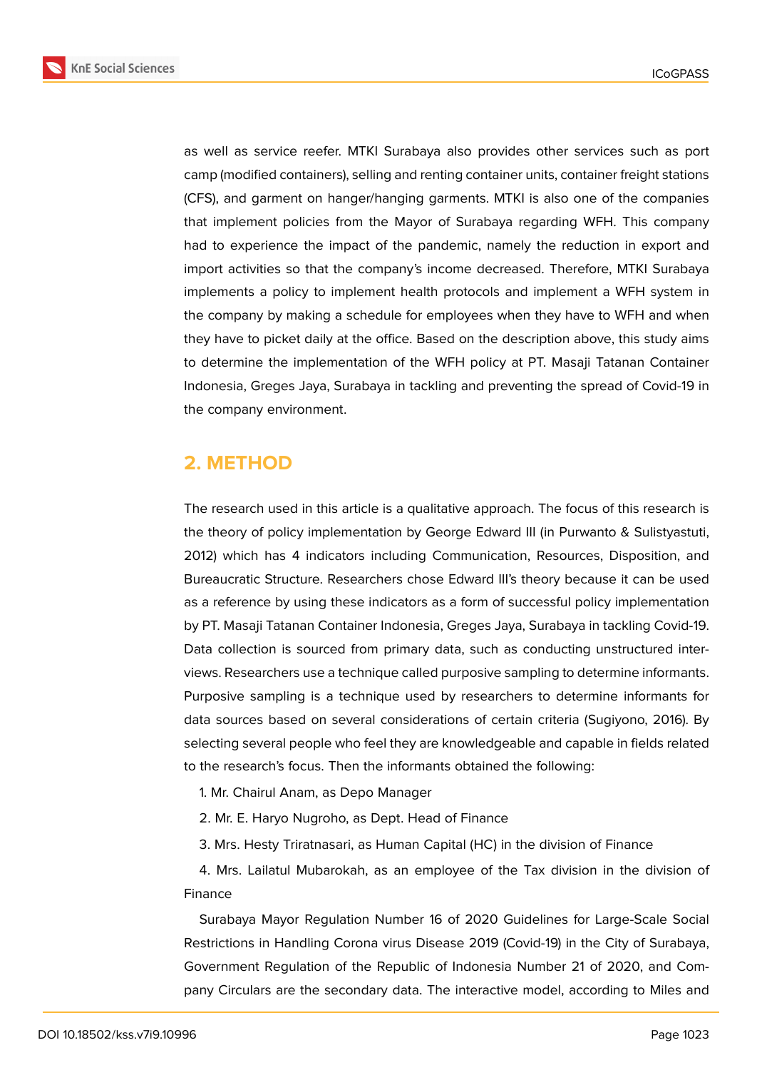as well as service reefer. MTKI Surabaya also provides other services such as port camp (modified containers), selling and renting container units, container freight stations (CFS), and garment on hanger/hanging garments. MTKI is also one of the companies that implement policies from the Mayor of Surabaya regarding WFH. This company had to experience the impact of the pandemic, namely the reduction in export and import activities so that the company's income decreased. Therefore, MTKI Surabaya implements a policy to implement health protocols and implement a WFH system in the company by making a schedule for employees when they have to WFH and when they have to picket daily at the office. Based on the description above, this study aims to determine the implementation of the WFH policy at PT. Masaji Tatanan Container Indonesia, Greges Jaya, Surabaya in tackling and preventing the spread of Covid-19 in the company environment.

## 2. METHOD

The research used in this article is a qualitative approach. The focus of this research is the theory of policy implementation by George Edward III (in Purwanto & Sulistyastuti, 2012) which has 4 indicators including Communication, Resources, Disposition, and Bureaucratic Structure. Researchers chose Edward III's theory because it can be used as a reference by using these indicators as a form of successful policy implementation by PT. Masaji Tatanan Container Indonesia, Greges Jaya, Surabaya in tackling Covid-19. Data collection is sourced from primary data, such as conducting unstructured interviews. Researchers use a technique called purposive sampling to determine informants. Purposive sampling is a technique used by researchers to determine informants for data sources based on several considerations of certain criteria (Sugiyono, 2016). By selecting several people who feel they are knowledgeable and capable in fields related to the research's focus. Then the informants obtained the following:

1. Mr. Chairul Anam, as Depo Manager
2. Mr. E. Haryo Nugroho, as Dept. Head of Finance
3. Mrs. Hesty Triratnasari, as Human Capital (HC) in the division of Finance
4. Mrs. Lailatul Mubarokah, as an employee of the Tax division in the division of Finance

Surabaya Mayor Regulation Number 16 of 2020 Guidelines for Large-Scale Social Restrictions in Handling Corona virus Disease 2019 (Covid-19) in the City of Surabaya, Government Regulation of the Republic of Indonesia Number 21 of 2020, and Company Circulars are the secondary data. The interactive model, according to Miles and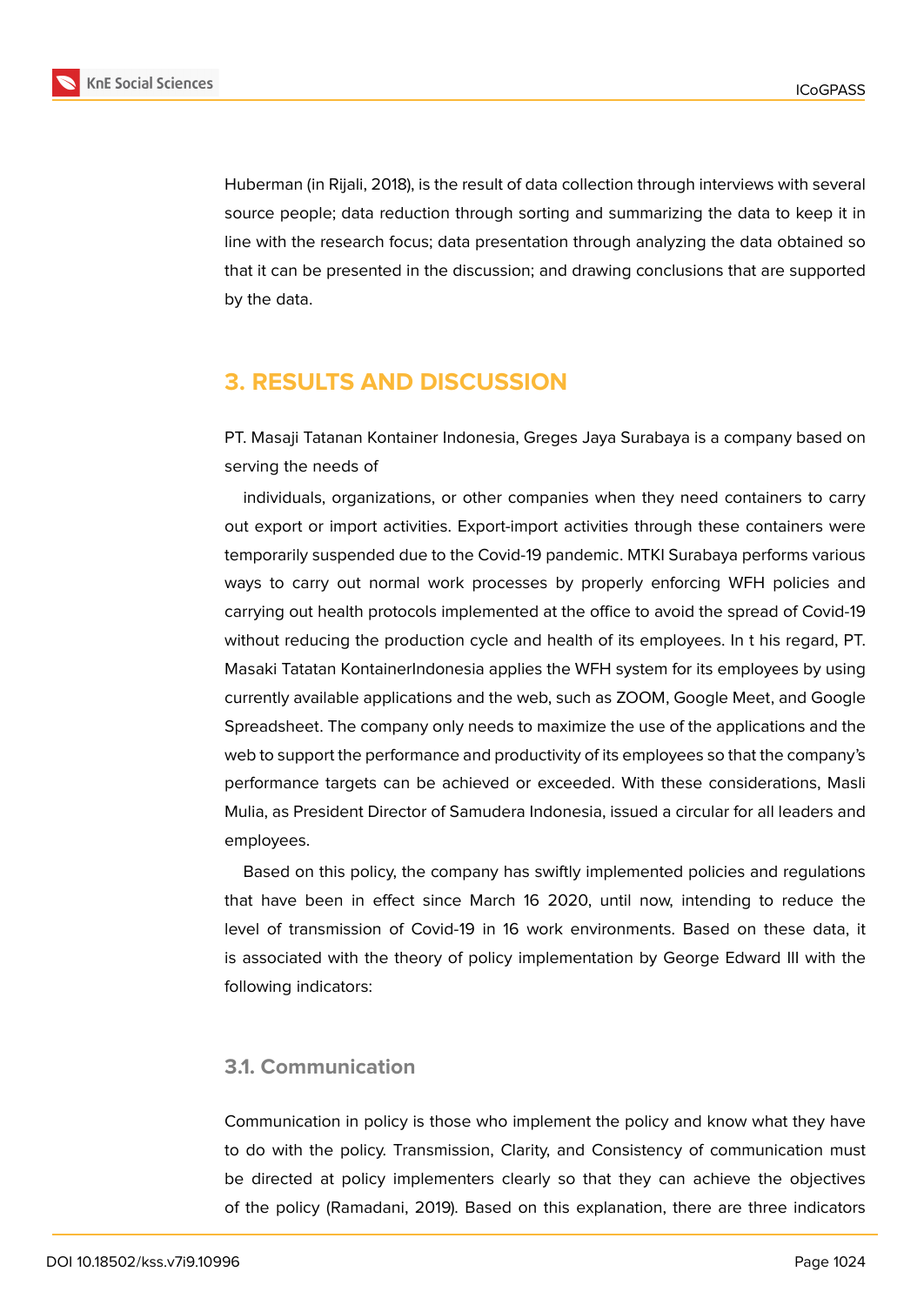Huberman (in Rijali, 2018), is the result of data collection through interviews with several source people; data reduction through sorting and summarizing the data to keep it in line with the research focus; data presentation through analyzing the data obtained so that it can be presented in the discussion; and drawing conclusions that are supported by the data.

## 3. RESULTS AND DISCUSSION

PT. Masaji Tatanan Kontainer Indonesia, Greges Jaya Surabaya is a company based on serving the needs of

individuals, organizations, or other companies when they need containers to carry out export or import activities. Export-import activities through these containers were temporarily suspended due to the Covid-19 pandemic. MTKI Surabaya performs various ways to carry out normal work processes by properly enforcing WFH policies and carrying out health protocols implemented at the office to avoid the spread of Covid-19 without reducing the production cycle and health of its employees. In t his regard, PT. Masaki Tatatan KontainerIndonesia applies the WFH system for its employees by using currently available applications and the web, such as ZOOM, Google Meet, and Google Spreadsheet. The company only needs to maximize the use of the applications and the web to support the performance and productivity of its employees so that the company's performance targets can be achieved or exceeded. With these considerations, Masli Mulia, as President Director of Samudera Indonesia, issued a circular for all leaders and employees.

Based on this policy, the company has swiftly implemented policies and regulations that have been in effect since March 16 2020, until now, intending to reduce the level of transmission of Covid-19 in 16 work environments. Based on these data, it is associated with the theory of policy implementation by George Edward III with the following indicators:

### 3.1. Communication

Communication in policy is those who implement the policy and know what they have to do with the policy. Transmission, Clarity, and Consistency of communication must be directed at policy implementers clearly so that they can achieve the objectives of the policy (Ramadani, 2019). Based on this explanation, there are three indicators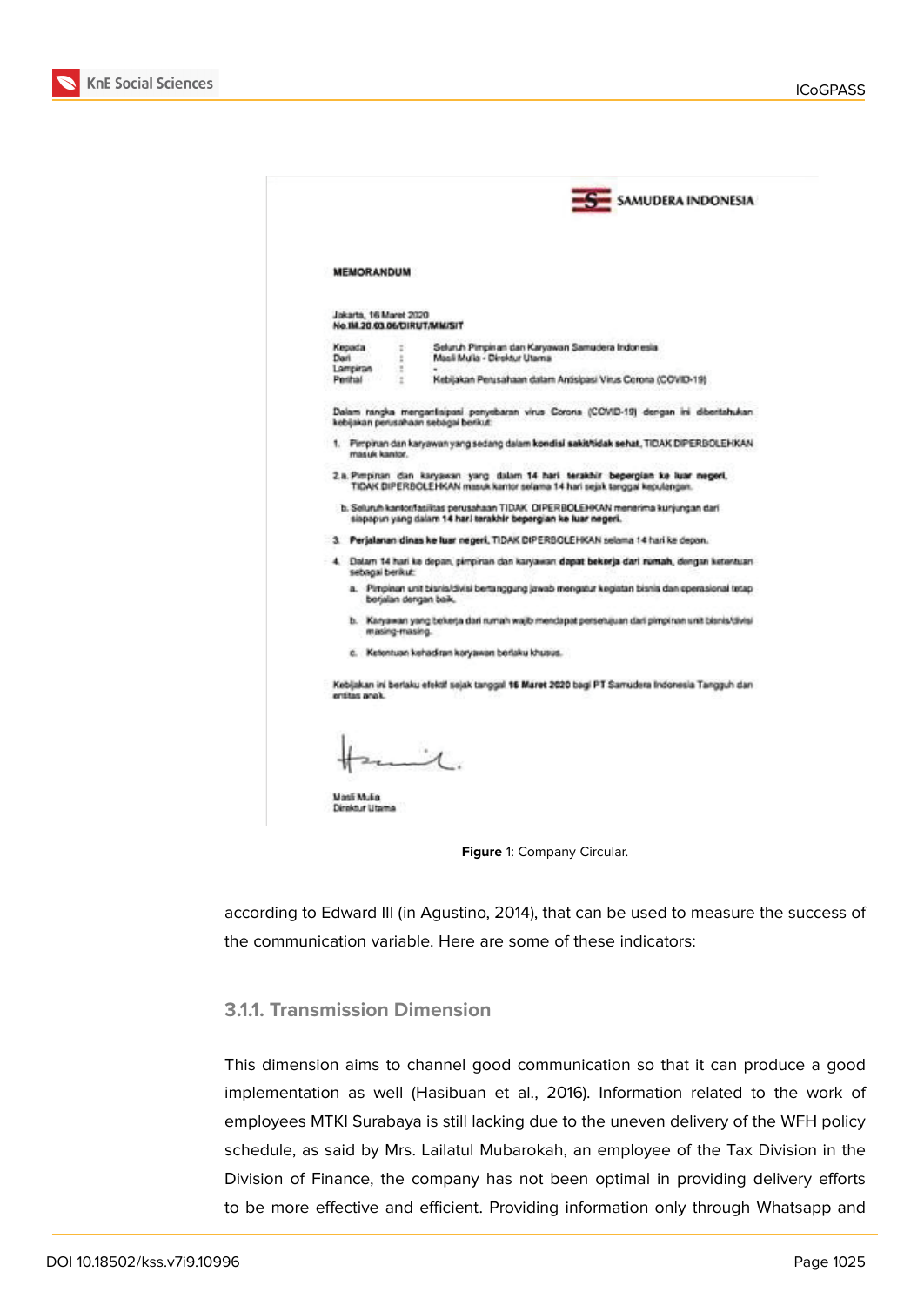SAMUDERA INDONESIA

**MEMORANDUM**

Jakarta, 16 Maret 2020
**No.IM.20.03.06/DIRUT/MM/SIT**

Kepada : Seluruh Pimpinan dan Karyawan Samudera Indonesia
Dari : Masli Mulia - Direktur Utama
Lampiran : -
Perihal : Kebijakan Perusahaan dalam Antisipasi Virus Corona (COVID-19)

Dalam rangka mengantisipasi penyebaran virus Corona (COVID-19) dengan ini diberitahukan kebijakan perusahaan sebagai berikut:

1. Pimpinan dan karyawan yang sedang dalam **kondisi sakit/tidak sehat**, TIDAK DIPERBOLEHKAN masuk kantor.

2. a. Pimpinan dan karyawan yang dalam **14 hari terakhir bepergian ke luar negeri**, TIDAK DIPERBOLEHKAN masuk kantor selama 14 hari sejak tanggal kepulangan.

   b. Seluruh kantor/fasilitas perusahaan TIDAK DIPERBOLEHKAN menerima kunjungan dari siapapun yang dalam **14 hari terakhir bepergian ke luar negeri**.

3. **Perjalanan dinas ke luar negeri**, TIDAK DIPERBOLEHKAN selama 14 hari ke depan.

4. Dalam 14 hari ke depan, pimpinan dan karyawan **dapat bekerja dari rumah**, dengan ketentuan sebagai berikut:
   a. Pimpinan unit bisnis/divisi bertanggung jawab mengatur kegiatan bisnis dan operasional tetap berjalan dengan baik.
   b. Karyawan yang bekerja dari rumah wajib mendapat persetujuan dari pimpinan unit bisnis/divisi masing-masing.
   c. Ketentuan kehadiran karyawan berlaku khusus.

Kebijakan ini berlaku efektif sejak tanggal **16 Maret 2020** bagi PT Samudera Indonesia Tangguh dan entitas anak.

Masli Mulia
Direktur Utama

**Figure** 1: Company Circular.

according to Edward III (in Agustino, 2014), that can be used to measure the success of the communication variable. Here are some of these indicators:

### 3.1.1. Transmission Dimension

This dimension aims to channel good communication so that it can produce a good implementation as well (Hasibuan et al., 2016). Information related to the work of employees MTKI Surabaya is still lacking due to the uneven delivery of the WFH policy schedule, as said by Mrs. Lailatul Mubarokah, an employee of the Tax Division in the Division of Finance, the company has not been optimal in providing delivery efforts to be more effective and efficient. Providing information only through Whatsapp and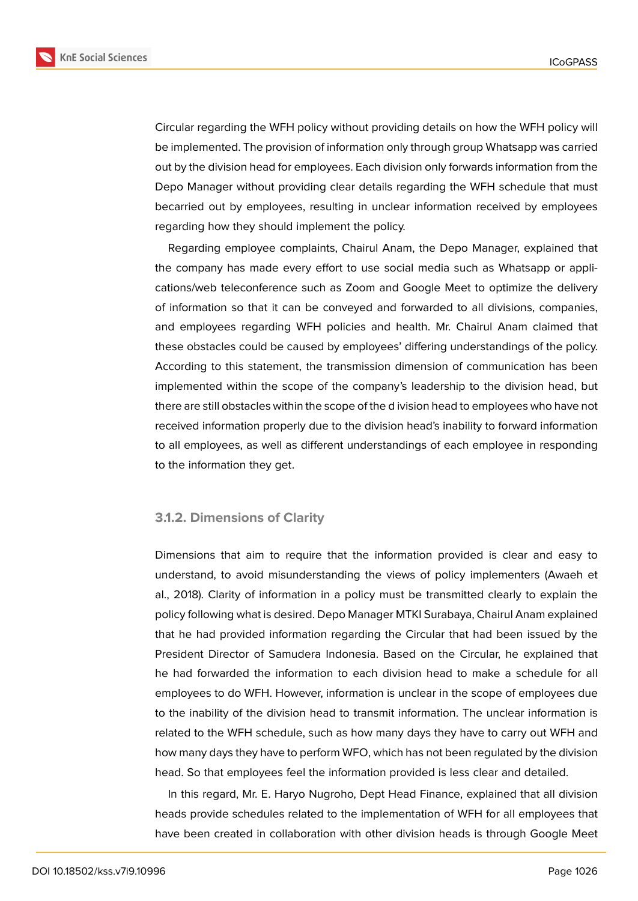Circular regarding the WFH policy without providing details on how the WFH policy will be implemented. The provision of information only through group Whatsapp was carried out by the division head for employees. Each division only forwards information from the Depo Manager without providing clear details regarding the WFH schedule that must becarried out by employees, resulting in unclear information received by employees regarding how they should implement the policy.

Regarding employee complaints, Chairul Anam, the Depo Manager, explained that the company has made every effort to use social media such as Whatsapp or applications/web teleconference such as Zoom and Google Meet to optimize the delivery of information so that it can be conveyed and forwarded to all divisions, companies, and employees regarding WFH policies and health. Mr. Chairul Anam claimed that these obstacles could be caused by employees' differing understandings of the policy. According to this statement, the transmission dimension of communication has been implemented within the scope of the company's leadership to the division head, but there are still obstacles within the scope of the d ivision head to employees who have not received information properly due to the division head's inability to forward information to all employees, as well as different understandings of each employee in responding to the information they get.

### 3.1.2. Dimensions of Clarity

Dimensions that aim to require that the information provided is clear and easy to understand, to avoid misunderstanding the views of policy implementers (Awaeh et al., 2018). Clarity of information in a policy must be transmitted clearly to explain the policy following what is desired. Depo Manager MTKI Surabaya, Chairul Anam explained that he had provided information regarding the Circular that had been issued by the President Director of Samudera Indonesia. Based on the Circular, he explained that he had forwarded the information to each division head to make a schedule for all employees to do WFH. However, information is unclear in the scope of employees due to the inability of the division head to transmit information. The unclear information is related to the WFH schedule, such as how many days they have to carry out WFH and how many days they have to perform WFO, which has not been regulated by the division head. So that employees feel the information provided is less clear and detailed.

In this regard, Mr. E. Haryo Nugroho, Dept Head Finance, explained that all division heads provide schedules related to the implementation of WFH for all employees that have been created in collaboration with other division heads is through Google Meet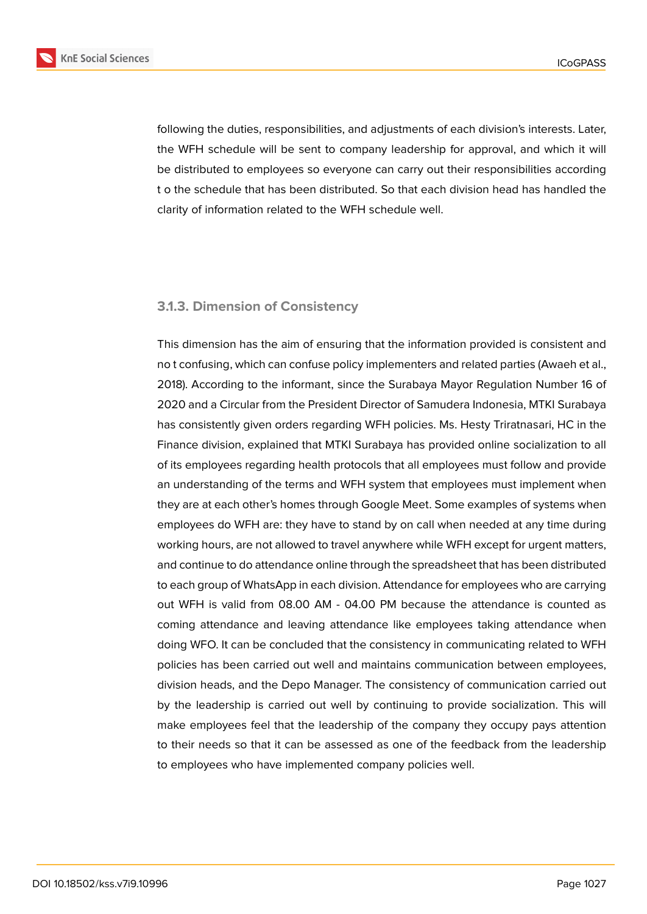following the duties, responsibilities, and adjustments of each division's interests. Later, the WFH schedule will be sent to company leadership for approval, and which it will be distributed to employees so everyone can carry out their responsibilities according t o the schedule that has been distributed. So that each division head has handled the clarity of information related to the WFH schedule well.

### 3.1.3. Dimension of Consistency

This dimension has the aim of ensuring that the information provided is consistent and no t confusing, which can confuse policy implementers and related parties (Awaeh et al., 2018). According to the informant, since the Surabaya Mayor Regulation Number 16 of 2020 and a Circular from the President Director of Samudera Indonesia, MTKI Surabaya has consistently given orders regarding WFH policies. Ms. Hesty Triratnasari, HC in the Finance division, explained that MTKI Surabaya has provided online socialization to all of its employees regarding health protocols that all employees must follow and provide an understanding of the terms and WFH system that employees must implement when they are at each other's homes through Google Meet. Some examples of systems when employees do WFH are: they have to stand by on call when needed at any time during working hours, are not allowed to travel anywhere while WFH except for urgent matters, and continue to do attendance online through the spreadsheet that has been distributed to each group of WhatsApp in each division. Attendance for employees who are carrying out WFH is valid from 08.00 AM - 04.00 PM because the attendance is counted as coming attendance and leaving attendance like employees taking attendance when doing WFO. It can be concluded that the consistency in communicating related to WFH policies has been carried out well and maintains communication between employees, division heads, and the Depo Manager. The consistency of communication carried out by the leadership is carried out well by continuing to provide socialization. This will make employees feel that the leadership of the company they occupy pays attention to their needs so that it can be assessed as one of the feedback from the leadership to employees who have implemented company policies well.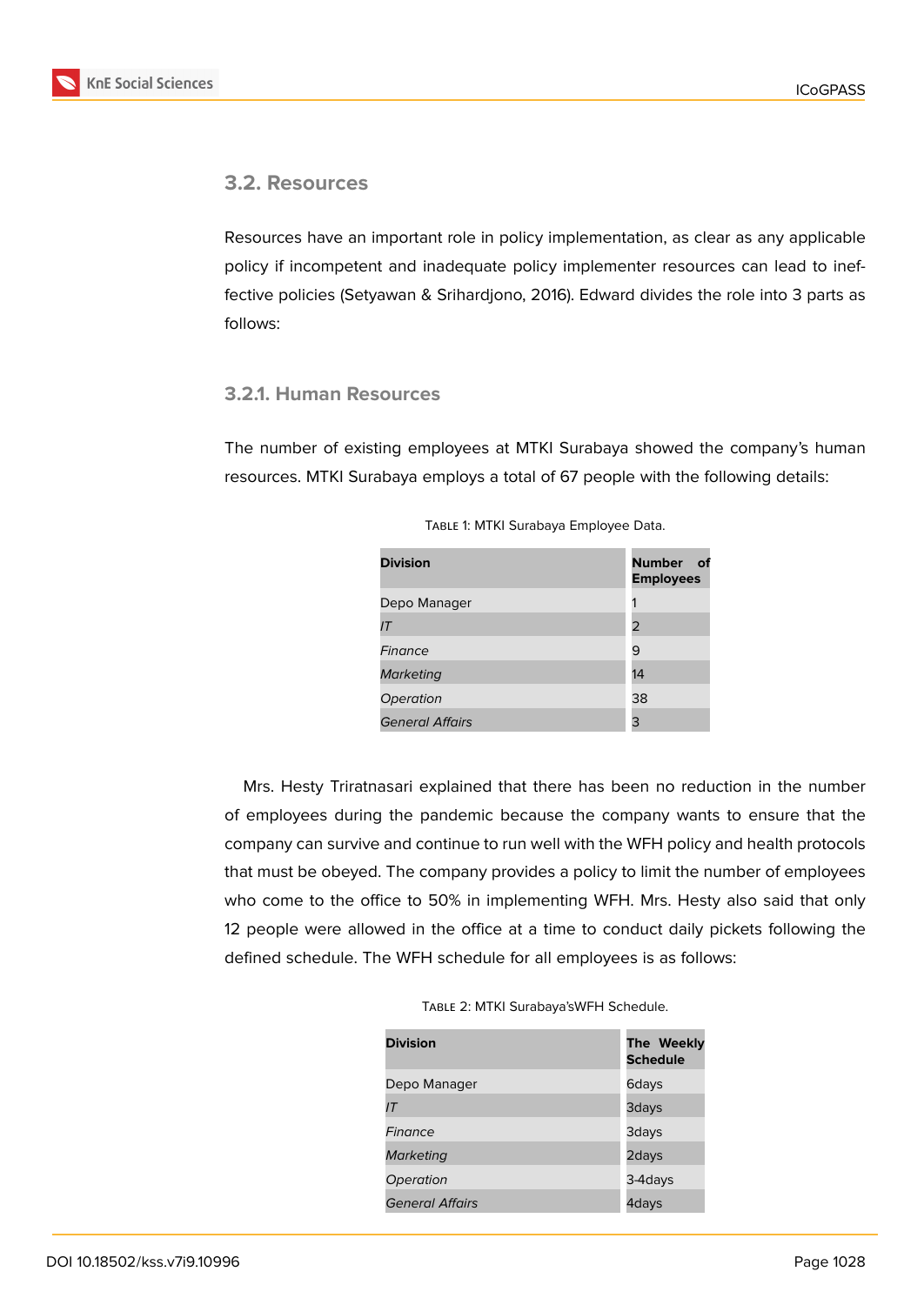### 3.2. Resources

Resources have an important role in policy implementation, as clear as any applicable policy if incompetent and inadequate policy implementer resources can lead to ineffective policies (Setyawan & Srihardjono, 2016). Edward divides the role into 3 parts as follows:

#### 3.2.1. Human Resources

The number of existing employees at MTKI Surabaya showed the company's human resources. MTKI Surabaya employs a total of 67 people with the following details:

TABLE 1: MTKI Surabaya Employee Data.

| Division | Number of Employees |
|---|---|
| Depo Manager | 1 |
| *IT* | 2 |
| *Finance* | 9 |
| *Marketing* | 14 |
| *Operation* | 38 |
| *General Affairs* | 3 |

Mrs. Hesty Triratnasari explained that there has been no reduction in the number of employees during the pandemic because the company wants to ensure that the company can survive and continue to run well with the WFH policy and health protocols that must be obeyed. The company provides a policy to limit the number of employees who come to the office to 50% in implementing WFH. Mrs. Hesty also said that only 12 people were allowed in the office at a time to conduct daily pickets following the defined schedule. The WFH schedule for all employees is as follows:

TABLE 2: MTKI Surabaya'sWFH Schedule.

| Division | The Weekly Schedule |
|---|---|
| Depo Manager | 6days |
| *IT* | 3days |
| *Finance* | 3days |
| *Marketing* | 2days |
| *Operation* | 3-4days |
| *General Affairs* | 4days |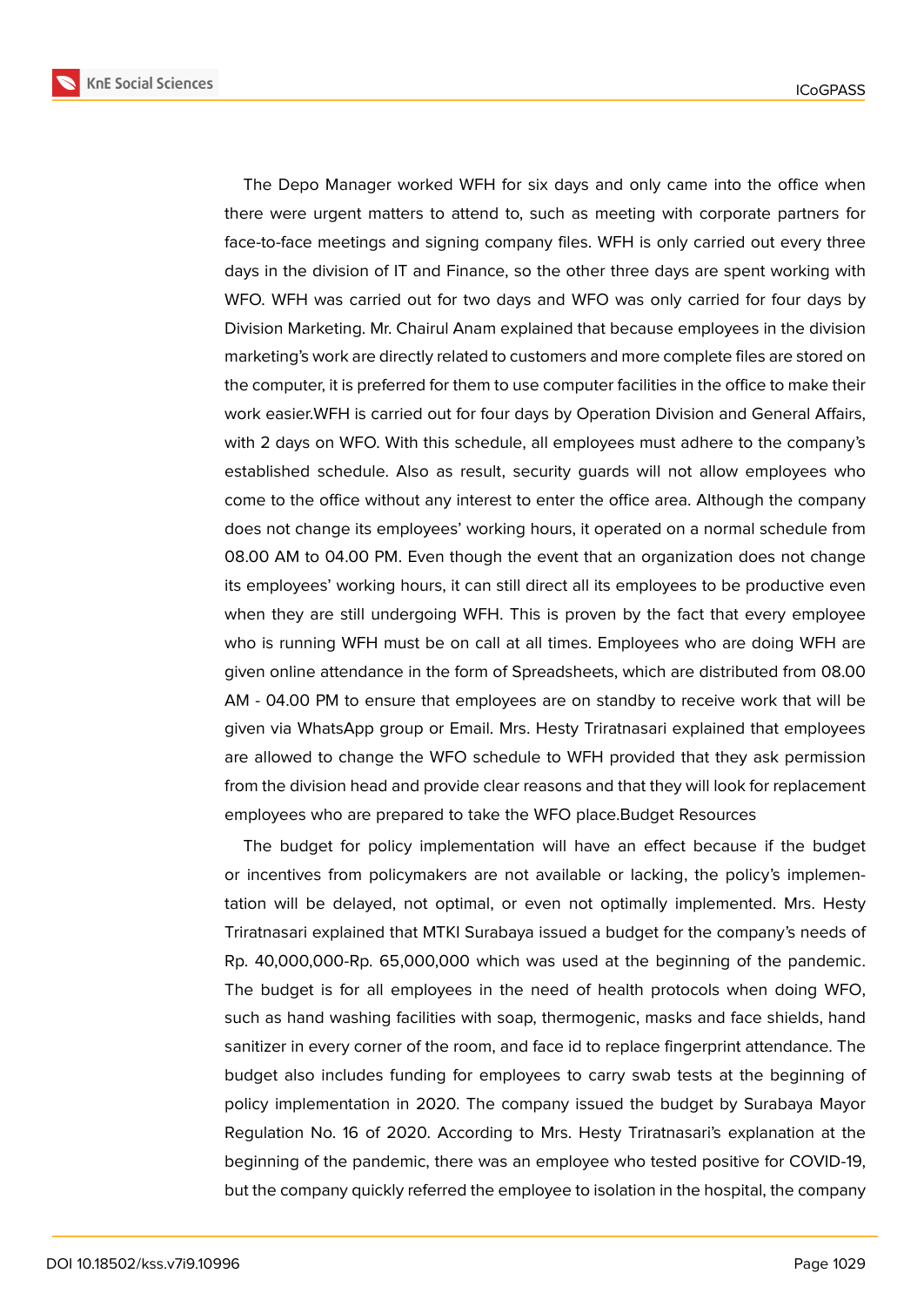The Depo Manager worked WFH for six days and only came into the office when there were urgent matters to attend to, such as meeting with corporate partners for face-to-face meetings and signing company files. WFH is only carried out every three days in the division of IT and Finance, so the other three days are spent working with WFO. WFH was carried out for two days and WFO was only carried for four days by Division Marketing. Mr. Chairul Anam explained that because employees in the division marketing's work are directly related to customers and more complete files are stored on the computer, it is preferred for them to use computer facilities in the office to make their work easier.WFH is carried out for four days by Operation Division and General Affairs, with 2 days on WFO. With this schedule, all employees must adhere to the company's established schedule. Also as result, security guards will not allow employees who come to the office without any interest to enter the office area. Although the company does not change its employees' working hours, it operated on a normal schedule from 08.00 AM to 04.00 PM. Even though the event that an organization does not change its employees' working hours, it can still direct all its employees to be productive even when they are still undergoing WFH. This is proven by the fact that every employee who is running WFH must be on call at all times. Employees who are doing WFH are given online attendance in the form of Spreadsheets, which are distributed from 08.00 AM - 04.00 PM to ensure that employees are on standby to receive work that will be given via WhatsApp group or Email. Mrs. Hesty Triratnasari explained that employees are allowed to change the WFO schedule to WFH provided that they ask permission from the division head and provide clear reasons and that they will look for replacement employees who are prepared to take the WFO place.Budget Resources

The budget for policy implementation will have an effect because if the budget or incentives from policymakers are not available or lacking, the policy's implementation will be delayed, not optimal, or even not optimally implemented. Mrs. Hesty Triratnasari explained that MTKI Surabaya issued a budget for the company's needs of Rp. 40,000,000-Rp. 65,000,000 which was used at the beginning of the pandemic. The budget is for all employees in the need of health protocols when doing WFO, such as hand washing facilities with soap, thermogenic, masks and face shields, hand sanitizer in every corner of the room, and face id to replace fingerprint attendance. The budget also includes funding for employees to carry swab tests at the beginning of policy implementation in 2020. The company issued the budget by Surabaya Mayor Regulation No. 16 of 2020. According to Mrs. Hesty Triratnasari's explanation at the beginning of the pandemic, there was an employee who tested positive for COVID-19, but the company quickly referred the employee to isolation in the hospital, the company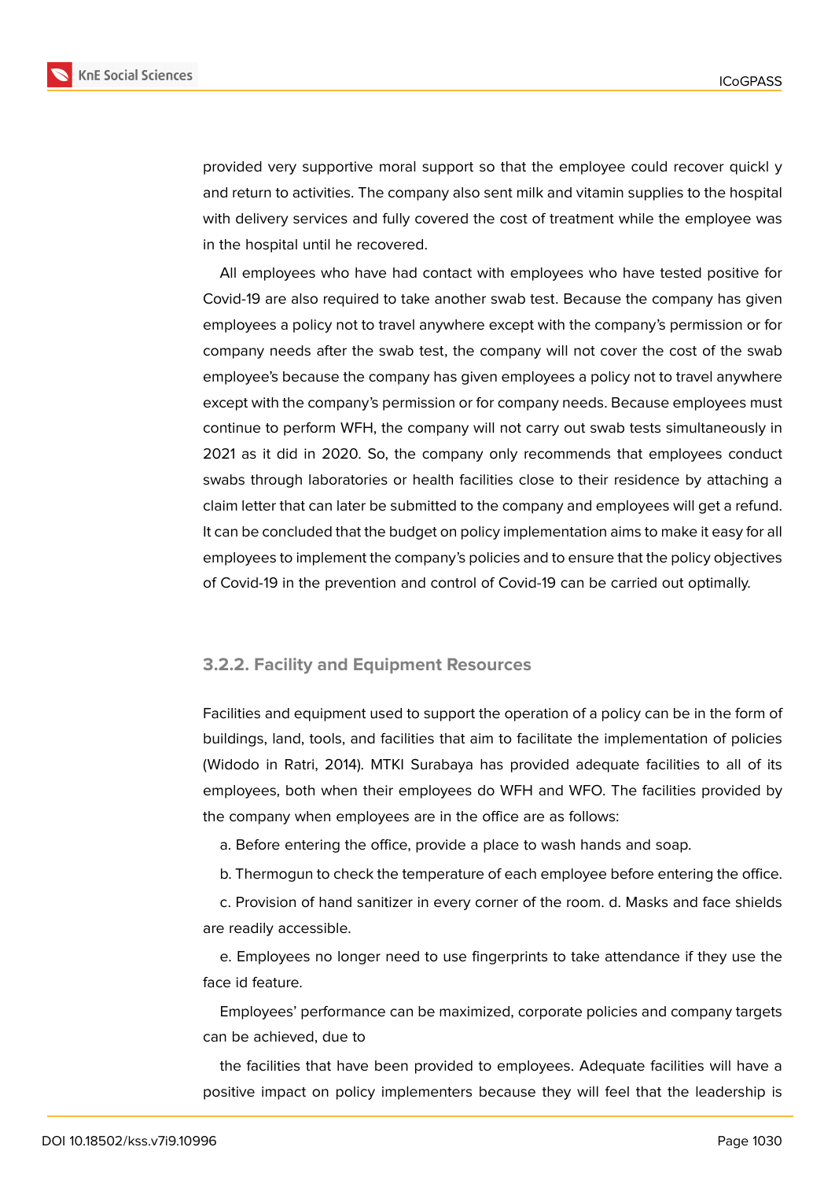provided very supportive moral support so that the employee could recover quickl y and return to activities. The company also sent milk and vitamin supplies to the hospital with delivery services and fully covered the cost of treatment while the employee was in the hospital until he recovered.

All employees who have had contact with employees who have tested positive for Covid-19 are also required to take another swab test. Because the company has given employees a policy not to travel anywhere except with the company's permission or for company needs after the swab test, the company will not cover the cost of the swab employee's because the company has given employees a policy not to travel anywhere except with the company's permission or for company needs. Because employees must continue to perform WFH, the company will not carry out swab tests simultaneously in 2021 as it did in 2020. So, the company only recommends that employees conduct swabs through laboratories or health facilities close to their residence by attaching a claim letter that can later be submitted to the company and employees will get a refund. It can be concluded that the budget on policy implementation aims to make it easy for all employees to implement the company's policies and to ensure that the policy objectives of Covid-19 in the prevention and control of Covid-19 can be carried out optimally.

### 3.2.2. Facility and Equipment Resources

Facilities and equipment used to support the operation of a policy can be in the form of buildings, land, tools, and facilities that aim to facilitate the implementation of policies (Widodo in Ratri, 2014). MTKI Surabaya has provided adequate facilities to all of its employees, both when their employees do WFH and WFO. The facilities provided by the company when employees are in the office are as follows:

a. Before entering the office, provide a place to wash hands and soap.

b. Thermogun to check the temperature of each employee before entering the office.

c. Provision of hand sanitizer in every corner of the room. d. Masks and face shields are readily accessible.

e. Employees no longer need to use fingerprints to take attendance if they use the face id feature.

Employees' performance can be maximized, corporate policies and company targets can be achieved, due to

the facilities that have been provided to employees. Adequate facilities will have a positive impact on policy implementers because they will feel that the leadership is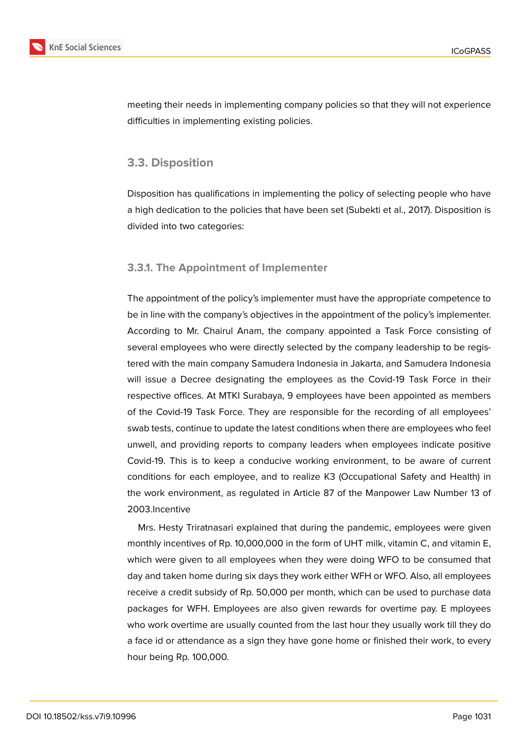meeting their needs in implementing company policies so that they will not experience difficulties in implementing existing policies.

## 3.3. Disposition

Disposition has qualifications in implementing the policy of selecting people who have a high dedication to the policies that have been set (Subekti et al., 2017). Disposition is divided into two categories:

### 3.3.1. The Appointment of Implementer

The appointment of the policy's implementer must have the appropriate competence to be in line with the company's objectives in the appointment of the policy's implementer. According to Mr. Chairul Anam, the company appointed a Task Force consisting of several employees who were directly selected by the company leadership to be registered with the main company Samudera Indonesia in Jakarta, and Samudera Indonesia will issue a Decree designating the employees as the Covid-19 Task Force in their respective offices. At MTKI Surabaya, 9 employees have been appointed as members of the Covid-19 Task Force. They are responsible for the recording of all employees' swab tests, continue to update the latest conditions when there are employees who feel unwell, and providing reports to company leaders when employees indicate positive Covid-19. This is to keep a conducive working environment, to be aware of current conditions for each employee, and to realize K3 (Occupational Safety and Health) in the work environment, as regulated in Article 87 of the Manpower Law Number 13 of 2003.Incentive

Mrs. Hesty Triratnasari explained that during the pandemic, employees were given monthly incentives of Rp. 10,000,000 in the form of UHT milk, vitamin C, and vitamin E, which were given to all employees when they were doing WFO to be consumed that day and taken home during six days they work either WFH or WFO. Also, all employees receive a credit subsidy of Rp. 50,000 per month, which can be used to purchase data packages for WFH. Employees are also given rewards for overtime pay. E mployees who work overtime are usually counted from the last hour they usually work till they do a face id or attendance as a sign they have gone home or finished their work, to every hour being Rp. 100,000.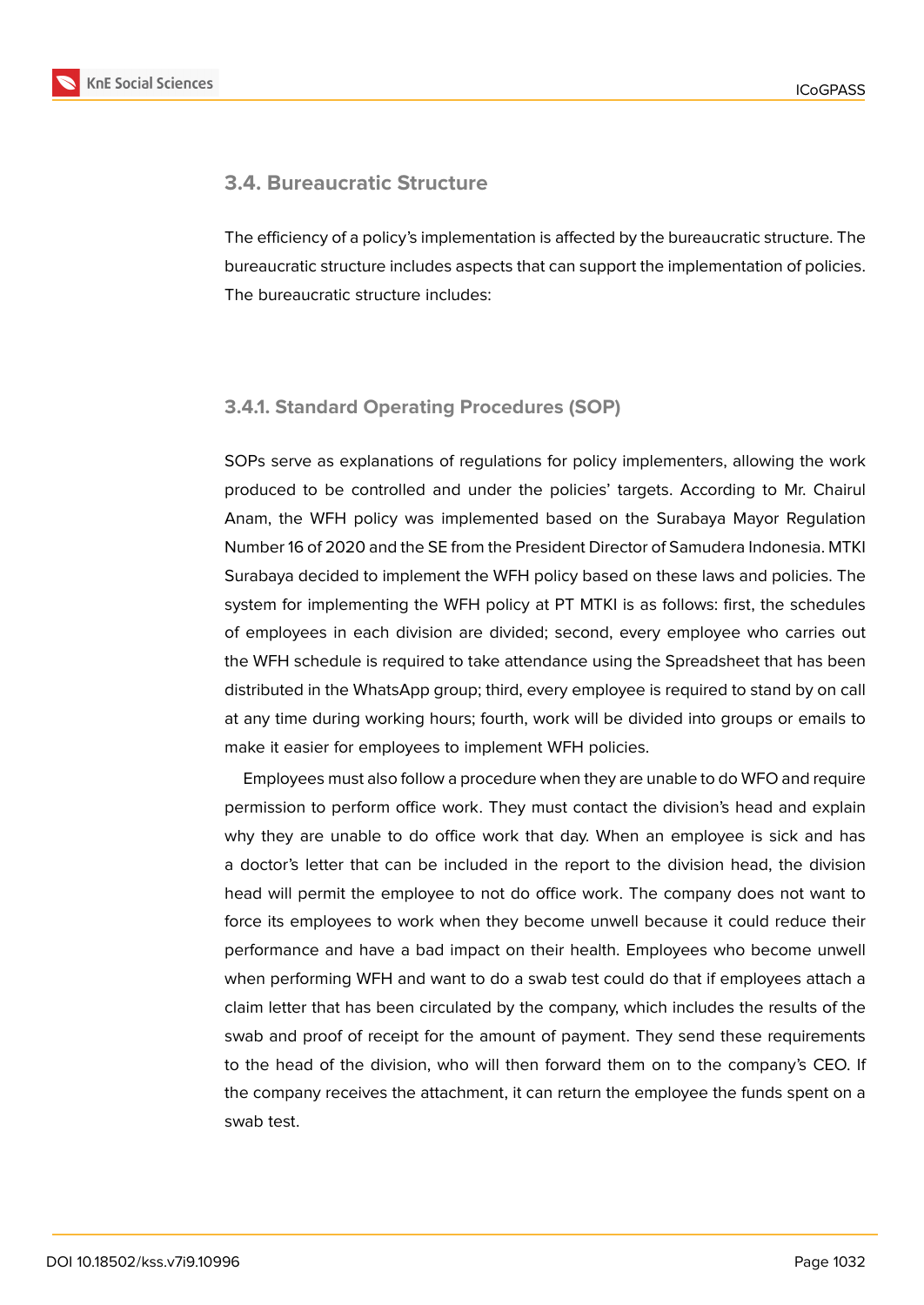### 3.4. Bureaucratic Structure

The efficiency of a policy's implementation is affected by the bureaucratic structure. The bureaucratic structure includes aspects that can support the implementation of policies. The bureaucratic structure includes:

#### 3.4.1. Standard Operating Procedures (SOP)

SOPs serve as explanations of regulations for policy implementers, allowing the work produced to be controlled and under the policies' targets. According to Mr. Chairul Anam, the WFH policy was implemented based on the Surabaya Mayor Regulation Number 16 of 2020 and the SE from the President Director of Samudera Indonesia. MTKI Surabaya decided to implement the WFH policy based on these laws and policies. The system for implementing the WFH policy at PT MTKI is as follows: first, the schedules of employees in each division are divided; second, every employee who carries out the WFH schedule is required to take attendance using the Spreadsheet that has been distributed in the WhatsApp group; third, every employee is required to stand by on call at any time during working hours; fourth, work will be divided into groups or emails to make it easier for employees to implement WFH policies.

Employees must also follow a procedure when they are unable to do WFO and require permission to perform office work. They must contact the division's head and explain why they are unable to do office work that day. When an employee is sick and has a doctor's letter that can be included in the report to the division head, the division head will permit the employee to not do office work. The company does not want to force its employees to work when they become unwell because it could reduce their performance and have a bad impact on their health. Employees who become unwell when performing WFH and want to do a swab test could do that if employees attach a claim letter that has been circulated by the company, which includes the results of the swab and proof of receipt for the amount of payment. They send these requirements to the head of the division, who will then forward them on to the company's CEO. If the company receives the attachment, it can return the employee the funds spent on a swab test.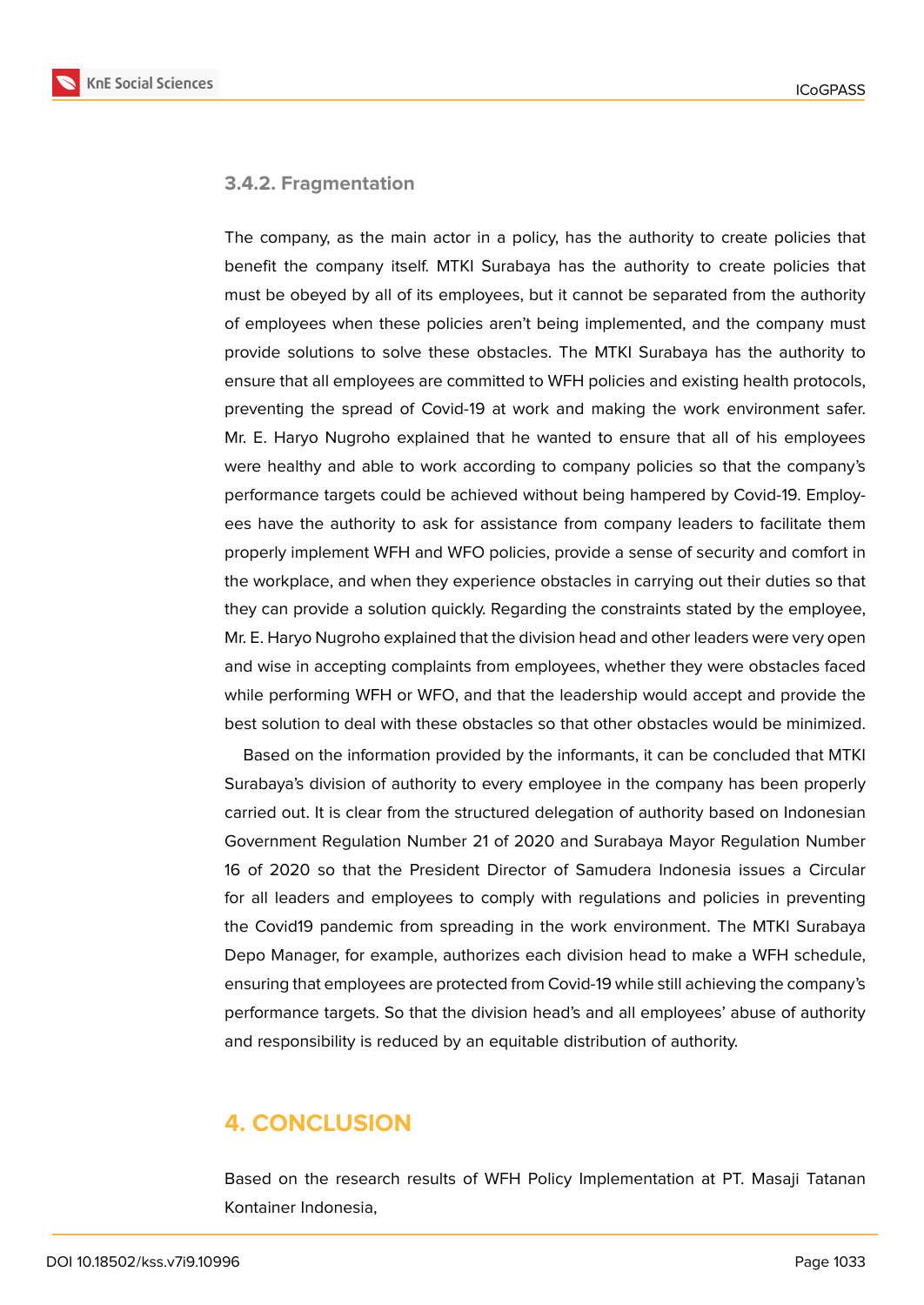#### 3.4.2. Fragmentation

The company, as the main actor in a policy, has the authority to create policies that benefit the company itself. MTKI Surabaya has the authority to create policies that must be obeyed by all of its employees, but it cannot be separated from the authority of employees when these policies aren't being implemented, and the company must provide solutions to solve these obstacles. The MTKI Surabaya has the authority to ensure that all employees are committed to WFH policies and existing health protocols, preventing the spread of Covid-19 at work and making the work environment safer. Mr. E. Haryo Nugroho explained that he wanted to ensure that all of his employees were healthy and able to work according to company policies so that the company's performance targets could be achieved without being hampered by Covid-19. Employees have the authority to ask for assistance from company leaders to facilitate them properly implement WFH and WFO policies, provide a sense of security and comfort in the workplace, and when they experience obstacles in carrying out their duties so that they can provide a solution quickly. Regarding the constraints stated by the employee, Mr. E. Haryo Nugroho explained that the division head and other leaders were very open and wise in accepting complaints from employees, whether they were obstacles faced while performing WFH or WFO, and that the leadership would accept and provide the best solution to deal with these obstacles so that other obstacles would be minimized.

Based on the information provided by the informants, it can be concluded that MTKI Surabaya's division of authority to every employee in the company has been properly carried out. It is clear from the structured delegation of authority based on Indonesian Government Regulation Number 21 of 2020 and Surabaya Mayor Regulation Number 16 of 2020 so that the President Director of Samudera Indonesia issues a Circular for all leaders and employees to comply with regulations and policies in preventing the Covid19 pandemic from spreading in the work environment. The MTKI Surabaya Depo Manager, for example, authorizes each division head to make a WFH schedule, ensuring that employees are protected from Covid-19 while still achieving the company's performance targets. So that the division head's and all employees' abuse of authority and responsibility is reduced by an equitable distribution of authority.

## 4. CONCLUSION

Based on the research results of WFH Policy Implementation at PT. Masaji Tatanan Kontainer Indonesia,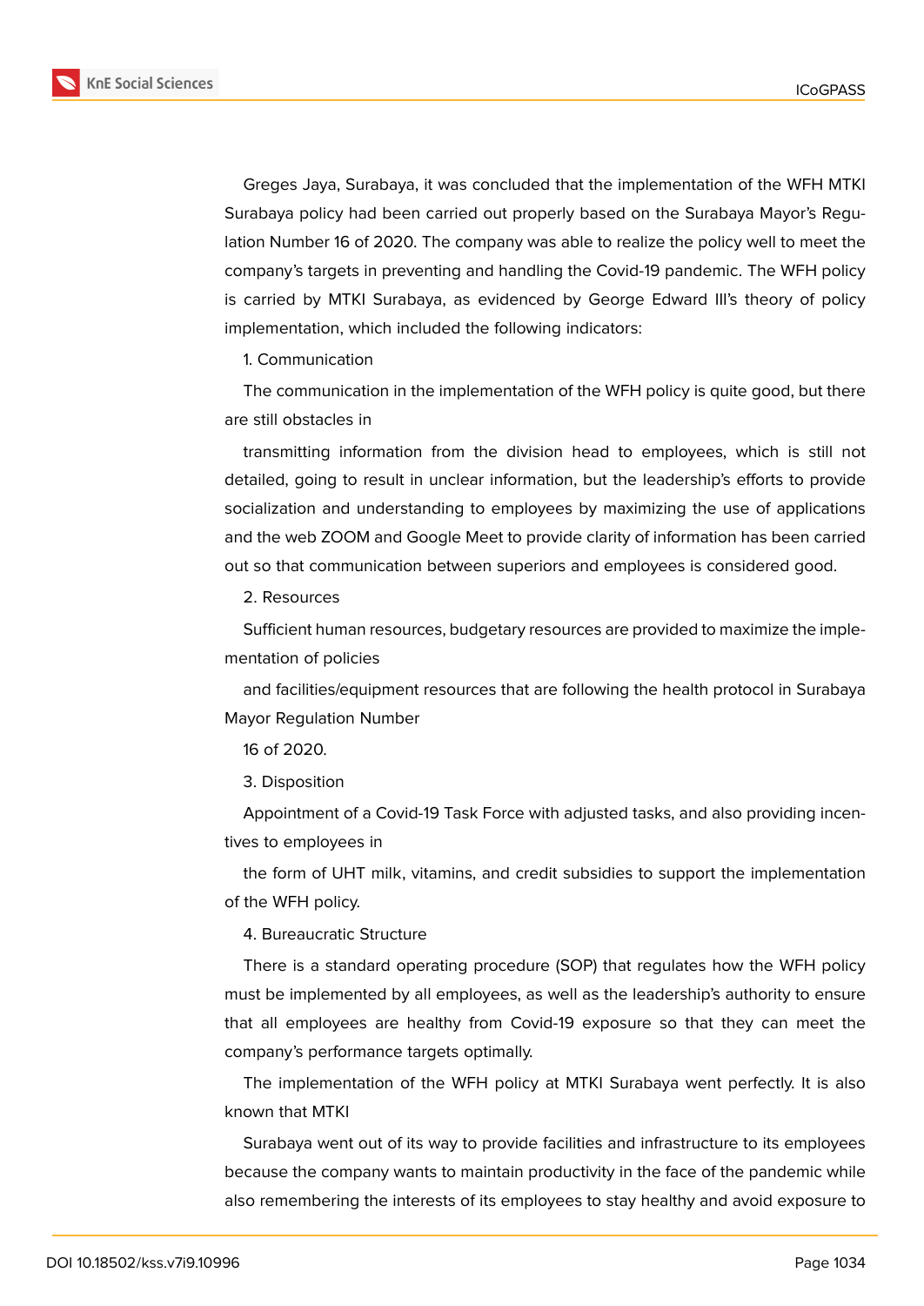Greges Jaya, Surabaya, it was concluded that the implementation of the WFH MTKI Surabaya policy had been carried out properly based on the Surabaya Mayor's Regulation Number 16 of 2020. The company was able to realize the policy well to meet the company's targets in preventing and handling the Covid-19 pandemic. The WFH policy is carried by MTKI Surabaya, as evidenced by George Edward III's theory of policy implementation, which included the following indicators:

1. Communication

The communication in the implementation of the WFH policy is quite good, but there are still obstacles in transmitting information from the division head to employees, which is still not detailed, going to result in unclear information, but the leadership's efforts to provide socialization and understanding to employees by maximizing the use of applications and the web ZOOM and Google Meet to provide clarity of information has been carried out so that communication between superiors and employees is considered good.

2. Resources

Sufficient human resources, budgetary resources are provided to maximize the implementation of policies and facilities/equipment resources that are following the health protocol in Surabaya Mayor Regulation Number 16 of 2020.

3. Disposition

Appointment of a Covid-19 Task Force with adjusted tasks, and also providing incentives to employees in the form of UHT milk, vitamins, and credit subsidies to support the implementation of the WFH policy.

4. Bureaucratic Structure

There is a standard operating procedure (SOP) that regulates how the WFH policy must be implemented by all employees, as well as the leadership's authority to ensure that all employees are healthy from Covid-19 exposure so that they can meet the company's performance targets optimally.

The implementation of the WFH policy at MTKI Surabaya went perfectly. It is also known that MTKI Surabaya went out of its way to provide facilities and infrastructure to its employees because the company wants to maintain productivity in the face of the pandemic while also remembering the interests of its employees to stay healthy and avoid exposure to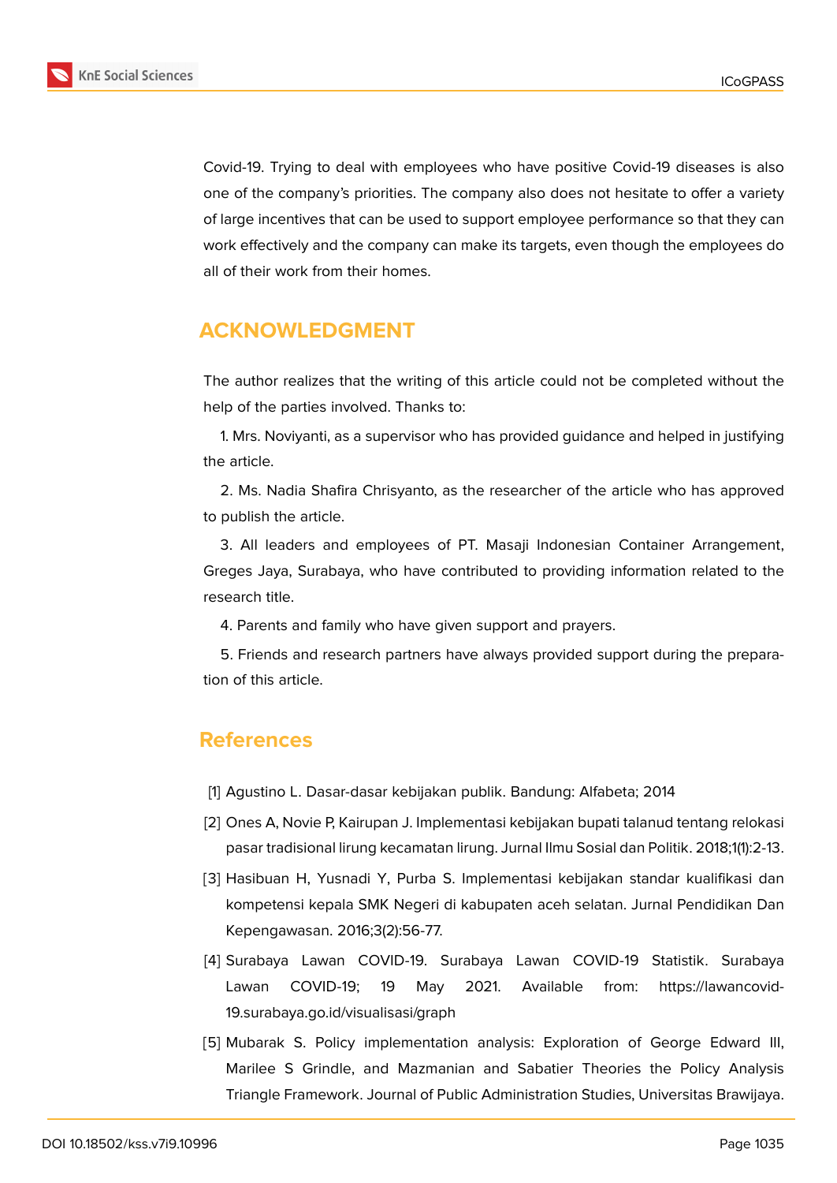Covid-19. Trying to deal with employees who have positive Covid-19 diseases is also one of the company's priorities. The company also does not hesitate to offer a variety of large incentives that can be used to support employee performance so that they can work effectively and the company can make its targets, even though the employees do all of their work from their homes.

## ACKNOWLEDGMENT

The author realizes that the writing of this article could not be completed without the help of the parties involved. Thanks to:

1. Mrs. Noviyanti, as a supervisor who has provided guidance and helped in justifying the article.

2. Ms. Nadia Shafira Chrisyanto, as the researcher of the article who has approved to publish the article.

3. All leaders and employees of PT. Masaji Indonesian Container Arrangement, Greges Jaya, Surabaya, who have contributed to providing information related to the research title.

4. Parents and family who have given support and prayers.

5. Friends and research partners have always provided support during the preparation of this article.

## References

[1] Agustino L. Dasar-dasar kebijakan publik. Bandung: Alfabeta; 2014

[2] Ones A, Novie P, Kairupan J. Implementasi kebijakan bupati talanud tentang relokasi pasar tradisional lirung kecamatan lirung. Jurnal Ilmu Sosial dan Politik. 2018;1(1):2-13.

[3] Hasibuan H, Yusnadi Y, Purba S. Implementasi kebijakan standar kualifikasi dan kompetensi kepala SMK Negeri di kabupaten aceh selatan. Jurnal Pendidikan Dan Kepengawasan. 2016;3(2):56-77.

[4] Surabaya Lawan COVID-19. Surabaya Lawan COVID-19 Statistik. Surabaya Lawan COVID-19; 19 May 2021. Available from: https://lawancovid-19.surabaya.go.id/visualisasi/graph

[5] Mubarak S. Policy implementation analysis: Exploration of George Edward III, Marilee S Grindle, and Mazmanian and Sabatier Theories the Policy Analysis Triangle Framework. Journal of Public Administration Studies, Universitas Brawijaya.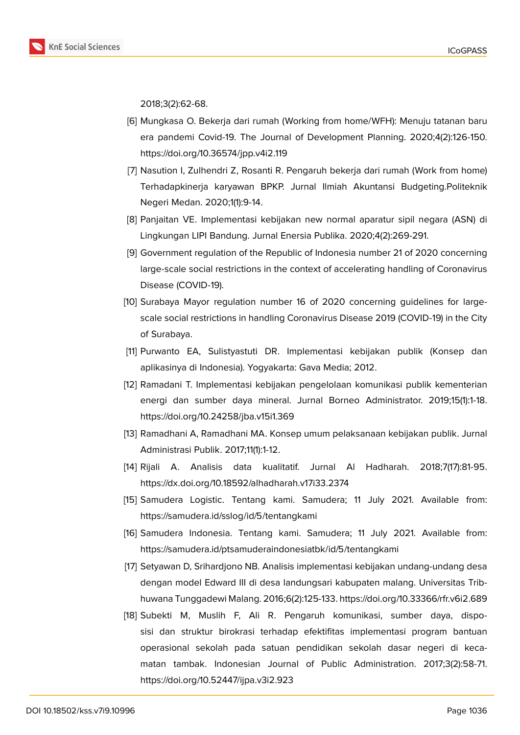2018;3(2):62-68.

[6] Mungkasa O. Bekerja dari rumah (Working from home/WFH): Menuju tatanan baru era pandemi Covid-19. The Journal of Development Planning. 2020;4(2):126-150. https://doi.org/10.36574/jpp.v4i2.119

[7] Nasution I, Zulhendri Z, Rosanti R. Pengaruh bekerja dari rumah (Work from home) Terhadapkinerja karyawan BPKP. Jurnal Ilmiah Akuntansi Budgeting.Politeknik Negeri Medan. 2020;1(1):9-14.

[8] Panjaitan VE. Implementasi kebijakan new normal aparatur sipil negara (ASN) di Lingkungan LIPI Bandung. Jurnal Enersia Publika. 2020;4(2):269-291.

[9] Government regulation of the Republic of Indonesia number 21 of 2020 concerning large-scale social restrictions in the context of accelerating handling of Coronavirus Disease (COVID-19).

[10] Surabaya Mayor regulation number 16 of 2020 concerning guidelines for large-scale social restrictions in handling Coronavirus Disease 2019 (COVID-19) in the City of Surabaya.

[11] Purwanto EA, Sulistyastuti DR. Implementasi kebijakan publik (Konsep dan aplikasinya di Indonesia). Yogyakarta: Gava Media; 2012.

[12] Ramadani T. Implementasi kebijakan pengelolaan komunikasi publik kementerian energi dan sumber daya mineral. Jurnal Borneo Administrator. 2019;15(1):1-18. https://doi.org/10.24258/jba.v15i1.369

[13] Ramadhani A, Ramadhani MA. Konsep umum pelaksanaan kebijakan publik. Jurnal Administrasi Publik. 2017;11(1):1-12.

[14] Rijali A. Analisis data kualitatif. Jurnal Al Hadharah. 2018;7(17):81-95. https://dx.doi.org/10.18592/alhadharah.v17i33.2374

[15] Samudera Logistic. Tentang kami. Samudera; 11 July 2021. Available from: https://samudera.id/sslog/id/5/tentangkami

[16] Samudera Indonesia. Tentang kami. Samudera; 11 July 2021. Available from: https://samudera.id/ptsamuderaindonesiatbk/id/5/tentangkami

[17] Setyawan D, Srihardjono NB. Analisis implementasi kebijakan undang-undang desa dengan model Edward III di desa landungsari kabupaten malang. Universitas Tribhuwana Tunggadewi Malang. 2016;6(2):125-133. https://doi.org/10.33366/rfr.v6i2.689

[18] Subekti M, Muslih F, Ali R. Pengaruh komunikasi, sumber daya, disposisi dan struktur birokrasi terhadap efektifitas implementasi program bantuan operasional sekolah pada satuan pendidikan sekolah dasar negeri di kecamatan tambak. Indonesian Journal of Public Administration. 2017;3(2):58-71. https://doi.org/10.52447/ijpa.v3i2.923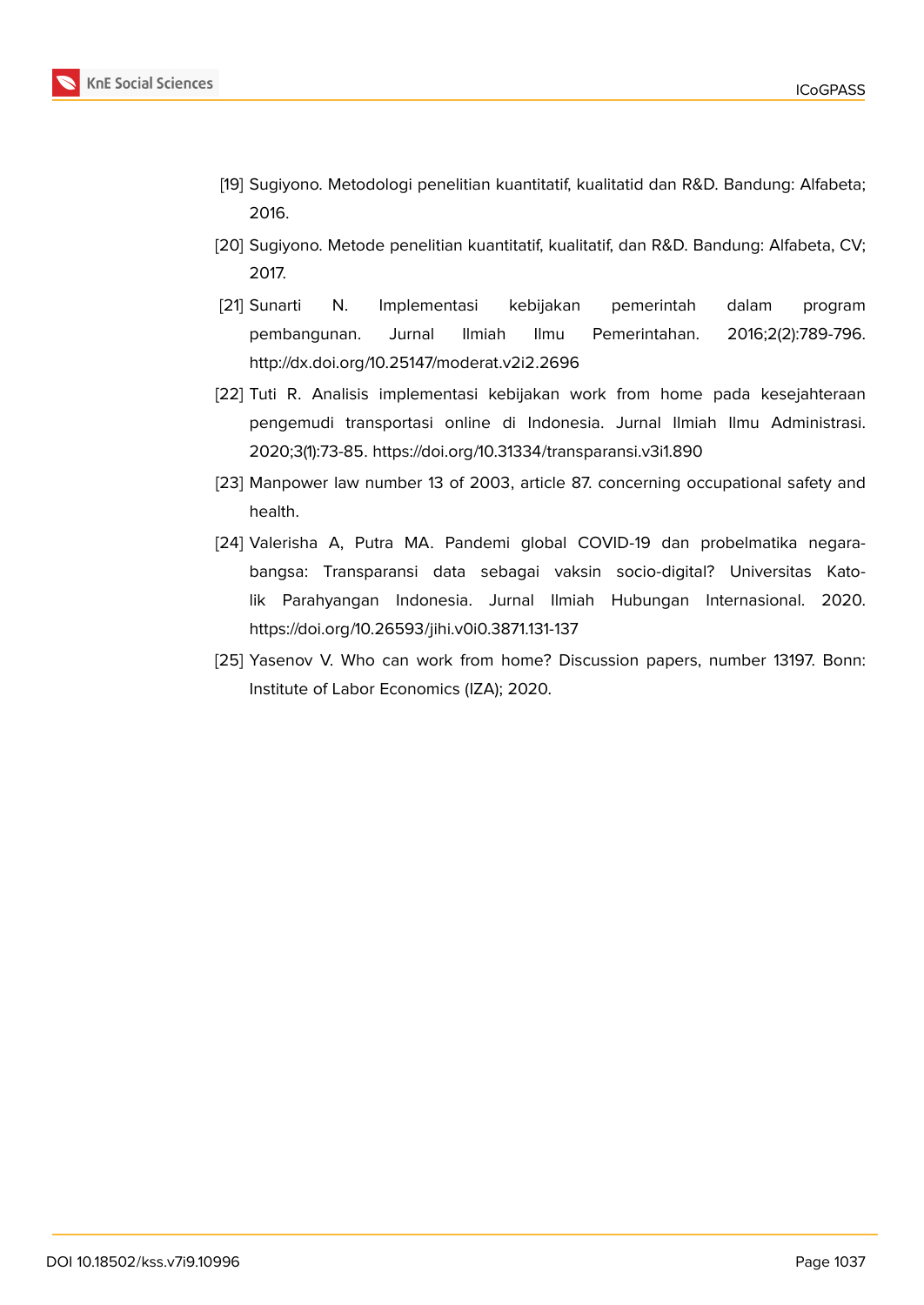[19] Sugiyono. Metodologi penelitian kuantitatif, kualitatid dan R&D. Bandung: Alfabeta; 2016.

[20] Sugiyono. Metode penelitian kuantitatif, kualitatif, dan R&D. Bandung: Alfabeta, CV; 2017.

[21] Sunarti N. Implementasi kebijakan pemerintah dalam program pembangunan. Jurnal Ilmiah Ilmu Pemerintahan. 2016;2(2):789-796. http://dx.doi.org/10.25147/moderat.v2i2.2696

[22] Tuti R. Analisis implementasi kebijakan work from home pada kesejahteraan pengemudi transportasi online di Indonesia. Jurnal Ilmiah Ilmu Administrasi. 2020;3(1):73-85. https://doi.org/10.31334/transparansi.v3i1.890

[23] Manpower law number 13 of 2003, article 87. concerning occupational safety and health.

[24] Valerisha A, Putra MA. Pandemi global COVID-19 dan probelmatika negara-bangsa: Transparansi data sebagai vaksin socio-digital? Universitas Katolik Parahyangan Indonesia. Jurnal Ilmiah Hubungan Internasional. 2020. https://doi.org/10.26593/jihi.v0i0.3871.131-137

[25] Yasenov V. Who can work from home? Discussion papers, number 13197. Bonn: Institute of Labor Economics (IZA); 2020.